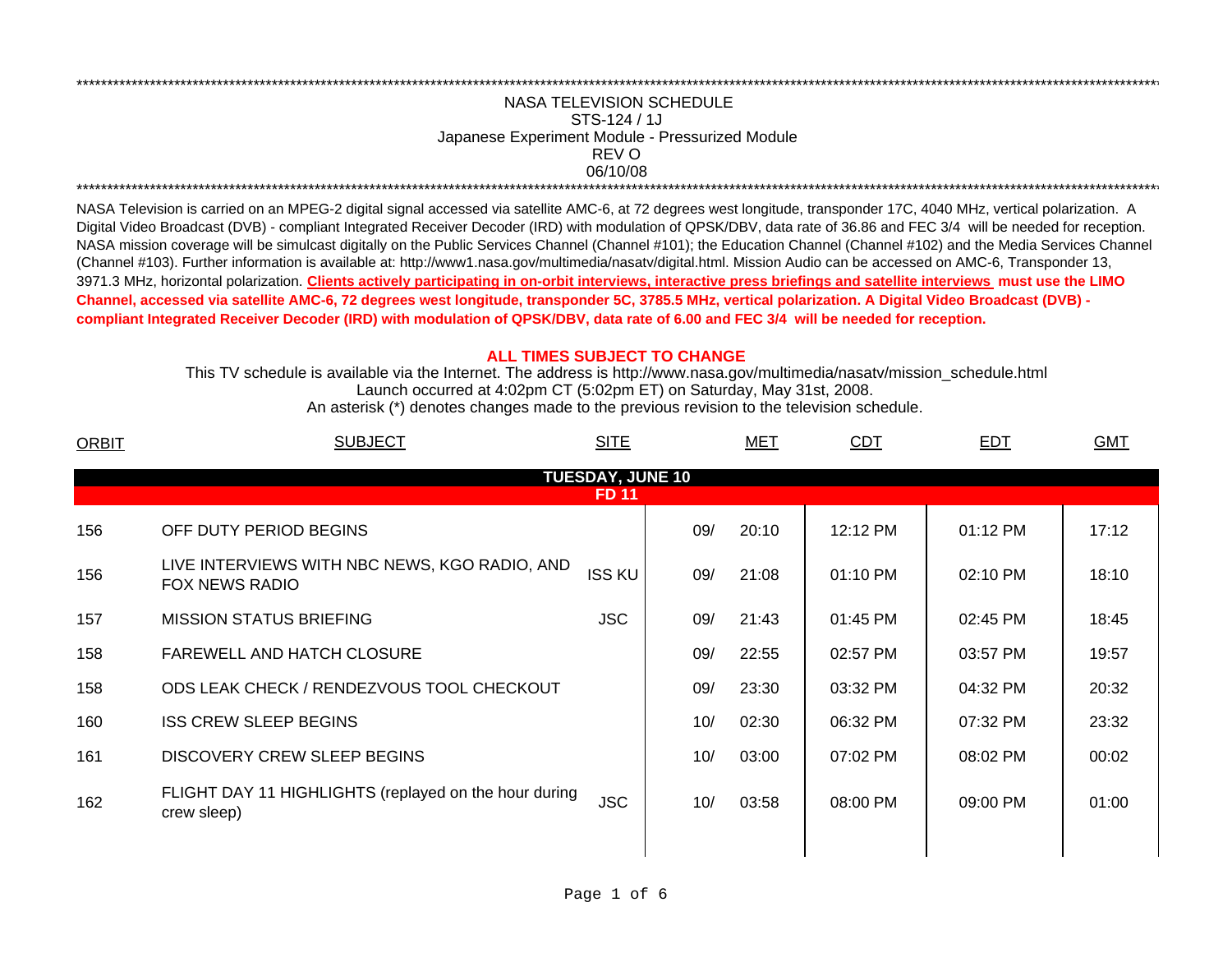NASA TELEVISION SCHEDULE
STS-124 / 1J
Japanese Experiment Module - Pressurized Module
REV O
06/10/08

NASA Television is carried on an MPEG-2 digital signal accessed via satellite AMC-6, at 72 degrees west longitude, transponder 17C, 4040 MHz, vertical polarization. A Digital Video Broadcast (DVB) - compliant Integrated Receiver Decoder (IRD) with modulation of QPSK/DBV, data rate of 36.86 and FEC 3/4 will be needed for reception. NASA mission coverage will be simulcast digitally on the Public Services Channel (Channel #101); the Education Channel (Channel #102) and the Media Services Channel (Channel #103). Further information is available at: http://www1.nasa.gov/multimedia/nasatv/digital.html. Mission Audio can be accessed on AMC-6, Transponder 13, 3971.3 MHz, horizontal polarization. **Clients actively participating in on-orbit interviews, interactive press briefings and satellite interviews must use the LIMO Channel, accessed via satellite AMC-6, 72 degrees west longitude, transponder 5C, 3785.5 MHz, vertical polarization. A Digital Video Broadcast (DVB) - compliant Integrated Receiver Decoder (IRD) with modulation of QPSK/DBV, data rate of 6.00 and FEC 3/4 will be needed for reception.**

**ALL TIMES SUBJECT TO CHANGE**

This TV schedule is available via the Internet. The address is http://www.nasa.gov/multimedia/nasatv/mission_schedule.html
Launch occurred at 4:02pm CT (5:02pm ET) on Saturday, May 31st, 2008.
An asterisk (*) denotes changes made to the previous revision to the television schedule.

| ORBIT | SUBJECT | SITE | MET | | CDT | EDT | GMT |
|---|---|---|---|---|---|---|---|
| | **TUESDAY, JUNE 10** | | | | | | |
| | **FD 11** | | | | | | |
| 156 | OFF DUTY PERIOD BEGINS | | 09/ | 20:10 | 12:12 PM | 01:12 PM | 17:12 |
| 156 | LIVE INTERVIEWS WITH NBC NEWS, KGO RADIO, AND FOX NEWS RADIO | ISS KU | 09/ | 21:08 | 01:10 PM | 02:10 PM | 18:10 |
| 157 | MISSION STATUS BRIEFING | JSC | 09/ | 21:43 | 01:45 PM | 02:45 PM | 18:45 |
| 158 | FAREWELL AND HATCH CLOSURE | | 09/ | 22:55 | 02:57 PM | 03:57 PM | 19:57 |
| 158 | ODS LEAK CHECK / RENDEZVOUS TOOL CHECKOUT | | 09/ | 23:30 | 03:32 PM | 04:32 PM | 20:32 |
| 160 | ISS CREW SLEEP BEGINS | | 10/ | 02:30 | 06:32 PM | 07:32 PM | 23:32 |
| 161 | DISCOVERY CREW SLEEP BEGINS | | 10/ | 03:00 | 07:02 PM | 08:02 PM | 00:02 |
| 162 | FLIGHT DAY 11 HIGHLIGHTS (replayed on the hour during crew sleep) | JSC | 10/ | 03:58 | 08:00 PM | 09:00 PM | 01:00 |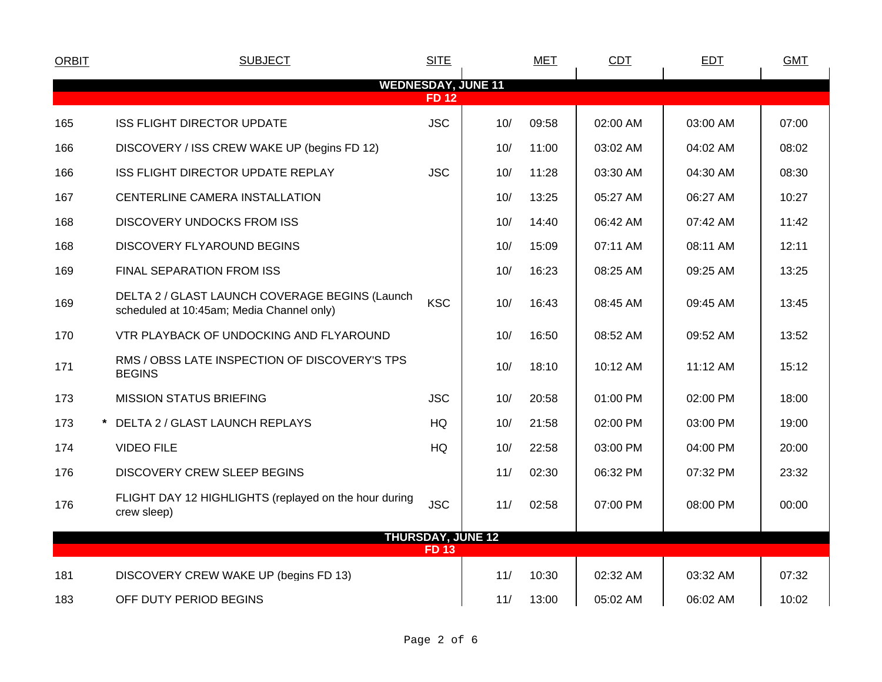| ORBIT | | SUBJECT | SITE | MET | | CDT | EDT | GMT |
|---|---|---|---|---|---|---|---|---|
| **WEDNESDAY, JUNE 11** | | | | | | | | |
| **FD 12** | | | | | | | | |
| 165 | | ISS FLIGHT DIRECTOR UPDATE | JSC | 10/ | 09:58 | 02:00 AM | 03:00 AM | 07:00 |
| 166 | | DISCOVERY / ISS CREW WAKE UP (begins FD 12) | | 10/ | 11:00 | 03:02 AM | 04:02 AM | 08:02 |
| 166 | | ISS FLIGHT DIRECTOR UPDATE REPLAY | JSC | 10/ | 11:28 | 03:30 AM | 04:30 AM | 08:30 |
| 167 | | CENTERLINE CAMERA INSTALLATION | | 10/ | 13:25 | 05:27 AM | 06:27 AM | 10:27 |
| 168 | | DISCOVERY UNDOCKS FROM ISS | | 10/ | 14:40 | 06:42 AM | 07:42 AM | 11:42 |
| 168 | | DISCOVERY FLYAROUND BEGINS | | 10/ | 15:09 | 07:11 AM | 08:11 AM | 12:11 |
| 169 | | FINAL SEPARATION FROM ISS | | 10/ | 16:23 | 08:25 AM | 09:25 AM | 13:25 |
| 169 | | DELTA 2 / GLAST LAUNCH COVERAGE BEGINS (Launch scheduled at 10:45am; Media Channel only) | KSC | 10/ | 16:43 | 08:45 AM | 09:45 AM | 13:45 |
| 170 | | VTR PLAYBACK OF UNDOCKING AND FLYAROUND | | 10/ | 16:50 | 08:52 AM | 09:52 AM | 13:52 |
| 171 | | RMS / OBSS LATE INSPECTION OF DISCOVERY'S TPS BEGINS | | 10/ | 18:10 | 10:12 AM | 11:12 AM | 15:12 |
| 173 | | MISSION STATUS BRIEFING | JSC | 10/ | 20:58 | 01:00 PM | 02:00 PM | 18:00 |
| 173 | * | DELTA 2 / GLAST LAUNCH REPLAYS | HQ | 10/ | 21:58 | 02:00 PM | 03:00 PM | 19:00 |
| 174 | | VIDEO FILE | HQ | 10/ | 22:58 | 03:00 PM | 04:00 PM | 20:00 |
| 176 | | DISCOVERY CREW SLEEP BEGINS | | 11/ | 02:30 | 06:32 PM | 07:32 PM | 23:32 |
| 176 | | FLIGHT DAY 12 HIGHLIGHTS (replayed on the hour during crew sleep) | JSC | 11/ | 02:58 | 07:00 PM | 08:00 PM | 00:00 |
| **THURSDAY, JUNE 12** | | | | | | | | |
| **FD 13** | | | | | | | | |
| 181 | | DISCOVERY CREW WAKE UP (begins FD 13) | | 11/ | 10:30 | 02:32 AM | 03:32 AM | 07:32 |
| 183 | | OFF DUTY PERIOD BEGINS | | 11/ | 13:00 | 05:02 AM | 06:02 AM | 10:02 |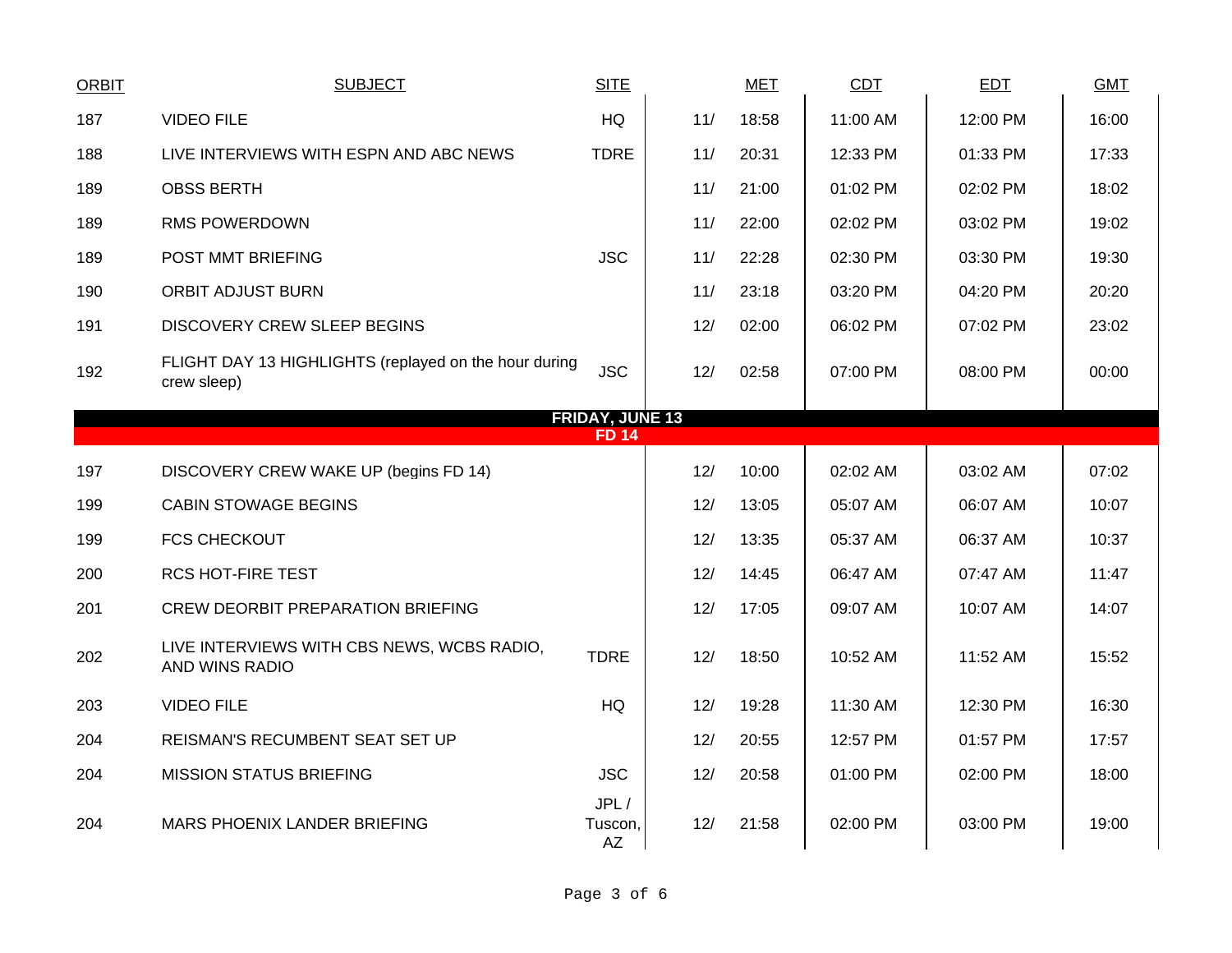| ORBIT | SUBJECT | SITE | MET | | CDT | EDT | GMT |
|---|---|---|---|---|---|---|---|
| 187 | VIDEO FILE | HQ | 11/ | 18:58 | 11:00 AM | 12:00 PM | 16:00 |
| 188 | LIVE INTERVIEWS WITH ESPN AND ABC NEWS | TDRE | 11/ | 20:31 | 12:33 PM | 01:33 PM | 17:33 |
| 189 | OBSS BERTH | | 11/ | 21:00 | 01:02 PM | 02:02 PM | 18:02 |
| 189 | RMS POWERDOWN | | 11/ | 22:00 | 02:02 PM | 03:02 PM | 19:02 |
| 189 | POST MMT BRIEFING | JSC | 11/ | 22:28 | 02:30 PM | 03:30 PM | 19:30 |
| 190 | ORBIT ADJUST BURN | | 11/ | 23:18 | 03:20 PM | 04:20 PM | 20:20 |
| 191 | DISCOVERY CREW SLEEP BEGINS | | 12/ | 02:00 | 06:02 PM | 07:02 PM | 23:02 |
| 192 | FLIGHT DAY 13 HIGHLIGHTS (replayed on the hour during crew sleep) | JSC | 12/ | 02:58 | 07:00 PM | 08:00 PM | 00:00 |
| | **FRIDAY, JUNE 13** | | | | | | |
| | **FD 14** | | | | | | |
| 197 | DISCOVERY CREW WAKE UP (begins FD 14) | | 12/ | 10:00 | 02:02 AM | 03:02 AM | 07:02 |
| 199 | CABIN STOWAGE BEGINS | | 12/ | 13:05 | 05:07 AM | 06:07 AM | 10:07 |
| 199 | FCS CHECKOUT | | 12/ | 13:35 | 05:37 AM | 06:37 AM | 10:37 |
| 200 | RCS HOT-FIRE TEST | | 12/ | 14:45 | 06:47 AM | 07:47 AM | 11:47 |
| 201 | CREW DEORBIT PREPARATION BRIEFING | | 12/ | 17:05 | 09:07 AM | 10:07 AM | 14:07 |
| 202 | LIVE INTERVIEWS WITH CBS NEWS, WCBS RADIO, AND WINS RADIO | TDRE | 12/ | 18:50 | 10:52 AM | 11:52 AM | 15:52 |
| 203 | VIDEO FILE | HQ | 12/ | 19:28 | 11:30 AM | 12:30 PM | 16:30 |
| 204 | REISMAN'S RECUMBENT SEAT SET UP | | 12/ | 20:55 | 12:57 PM | 01:57 PM | 17:57 |
| 204 | MISSION STATUS BRIEFING | JSC | 12/ | 20:58 | 01:00 PM | 02:00 PM | 18:00 |
| 204 | MARS PHOENIX LANDER BRIEFING | JPL / Tuscon, AZ | 12/ | 21:58 | 02:00 PM | 03:00 PM | 19:00 |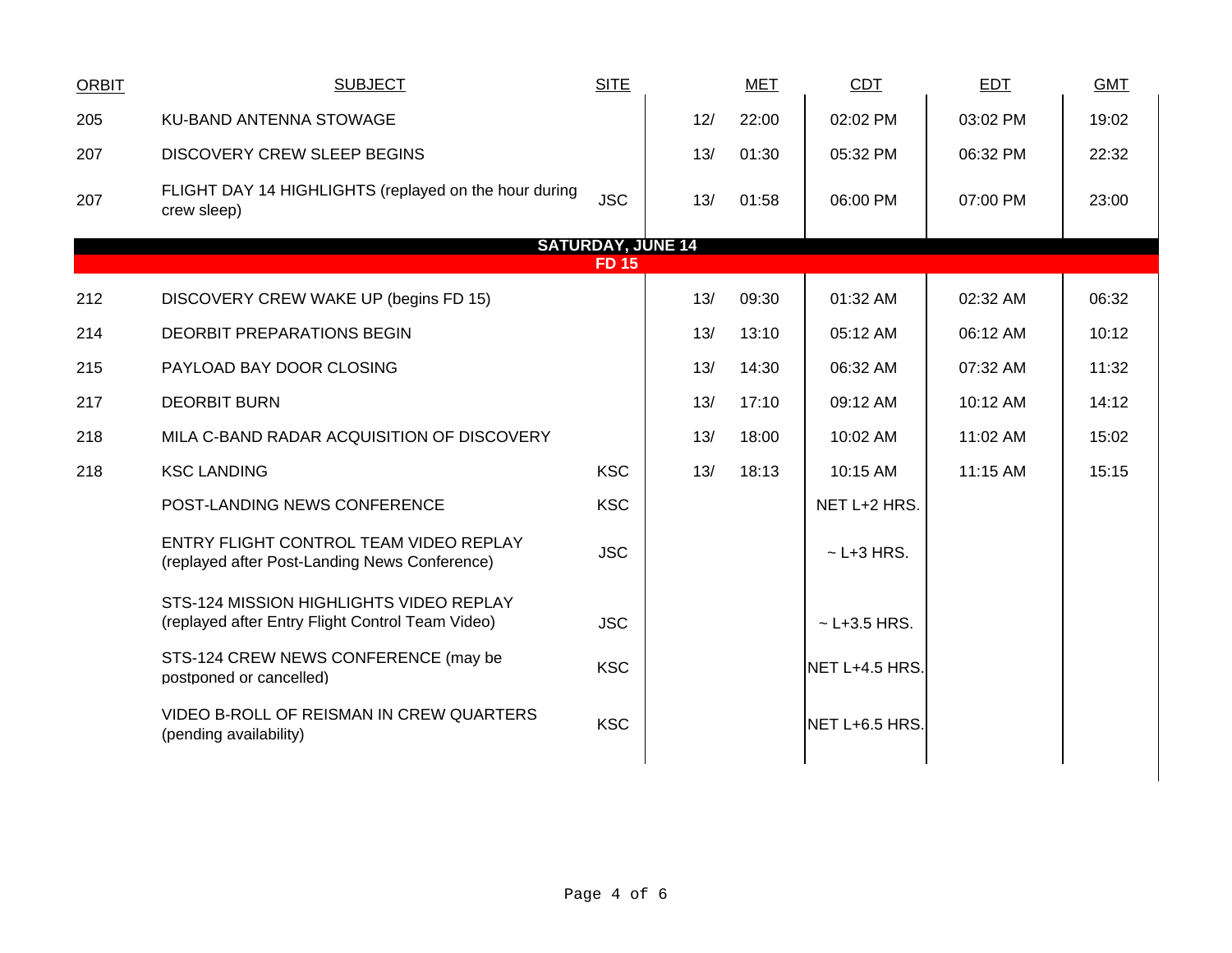| ORBIT | SUBJECT | SITE | MET | | CDT | EDT | GMT |
|---|---|---|---|---|---|---|---|
| 205 | KU-BAND ANTENNA STOWAGE | | 12/ | 22:00 | 02:02 PM | 03:02 PM | 19:02 |
| 207 | DISCOVERY CREW SLEEP BEGINS | | 13/ | 01:30 | 05:32 PM | 06:32 PM | 22:32 |
| 207 | FLIGHT DAY 14 HIGHLIGHTS (replayed on the hour during crew sleep) | JSC | 13/ | 01:58 | 06:00 PM | 07:00 PM | 23:00 |
| | **SATURDAY, JUNE 14** | | | | | | |
| | **FD 15** | | | | | | |
| 212 | DISCOVERY CREW WAKE UP (begins FD 15) | | 13/ | 09:30 | 01:32 AM | 02:32 AM | 06:32 |
| 214 | DEORBIT PREPARATIONS BEGIN | | 13/ | 13:10 | 05:12 AM | 06:12 AM | 10:12 |
| 215 | PAYLOAD BAY DOOR CLOSING | | 13/ | 14:30 | 06:32 AM | 07:32 AM | 11:32 |
| 217 | DEORBIT BURN | | 13/ | 17:10 | 09:12 AM | 10:12 AM | 14:12 |
| 218 | MILA C-BAND RADAR ACQUISITION OF DISCOVERY | | 13/ | 18:00 | 10:02 AM | 11:02 AM | 15:02 |
| 218 | KSC LANDING | KSC | 13/ | 18:13 | 10:15 AM | 11:15 AM | 15:15 |
| | POST-LANDING NEWS CONFERENCE | KSC | | | NET L+2 HRS. | | |
| | ENTRY FLIGHT CONTROL TEAM VIDEO REPLAY (replayed after Post-Landing News Conference) | JSC | | | ~ L+3 HRS. | | |
| | STS-124 MISSION HIGHLIGHTS VIDEO REPLAY (replayed after Entry Flight Control Team Video) | JSC | | | ~ L+3.5 HRS. | | |
| | STS-124 CREW NEWS CONFERENCE (may be postponed or cancelled) | KSC | | | NET L+4.5 HRS. | | |
| | VIDEO B-ROLL OF REISMAN IN CREW QUARTERS (pending availability) | KSC | | | NET L+6.5 HRS. | | |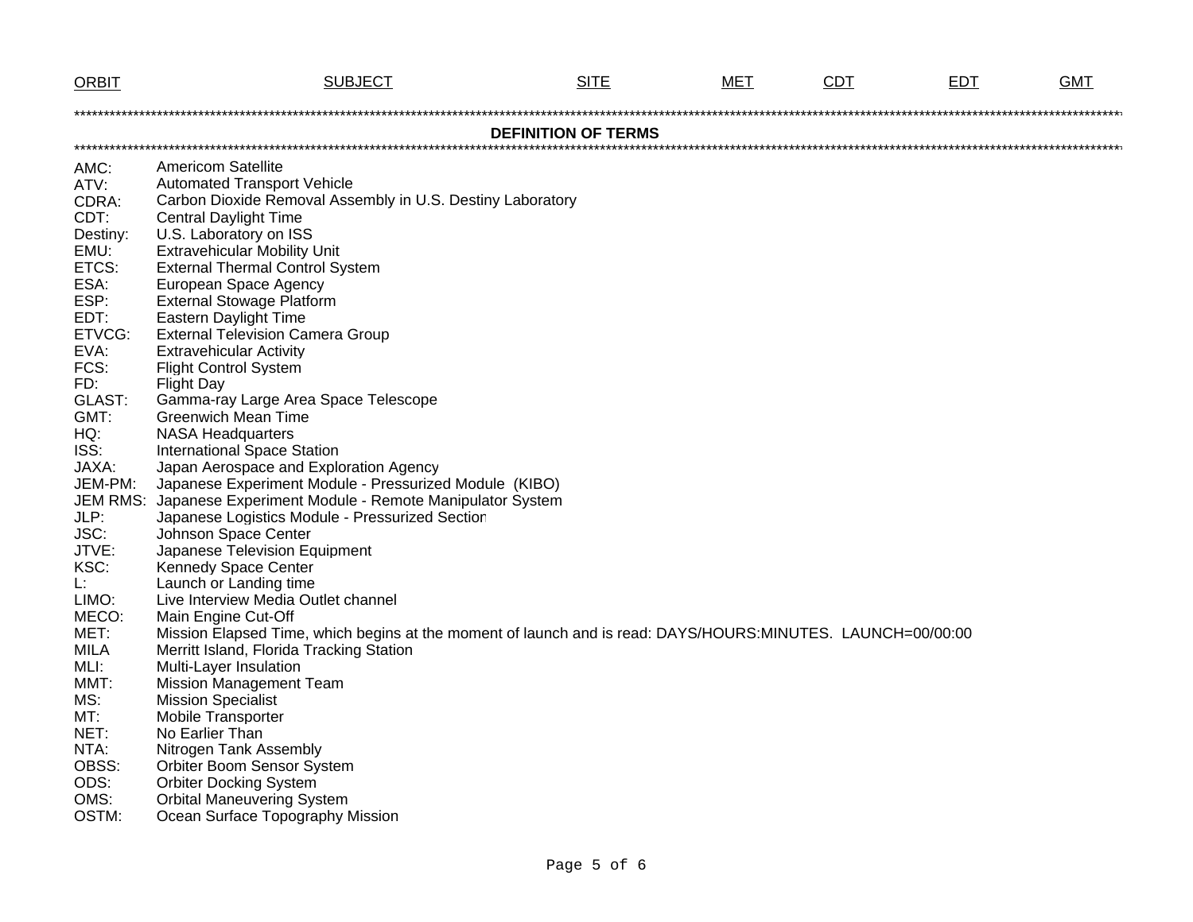| ORBIT | SUBJECT | SITE | MET | CDT | EDT | GMT |
|---|---|---|---|---|---|---|

## DEFINITION OF TERMS

| | |
|---|---|
| AMC: | Americom Satellite |
| ATV: | Automated Transport Vehicle |
| CDRA: | Carbon Dioxide Removal Assembly in U.S. Destiny Laboratory |
| CDT: | Central Daylight Time |
| Destiny: | U.S. Laboratory on ISS |
| EMU: | Extravehicular Mobility Unit |
| ETCS: | External Thermal Control System |
| ESA: | European Space Agency |
| ESP: | External Stowage Platform |
| EDT: | Eastern Daylight Time |
| ETVCG: | External Television Camera Group |
| EVA: | Extravehicular Activity |
| FCS: | Flight Control System |
| FD: | Flight Day |
| GLAST: | Gamma-ray Large Area Space Telescope |
| GMT: | Greenwich Mean Time |
| HQ: | NASA Headquarters |
| ISS: | International Space Station |
| JAXA: | Japan Aerospace and Exploration Agency |
| JEM-PM: | Japanese Experiment Module - Pressurized Module (KIBO) |
| JEM RMS: | Japanese Experiment Module - Remote Manipulator System |
| JLP: | Japanese Logistics Module - Pressurized Section |
| JSC: | Johnson Space Center |
| JTVE: | Japanese Television Equipment |
| KSC: | Kennedy Space Center |
| L: | Launch or Landing time |
| LIMO: | Live Interview Media Outlet channel |
| MECO: | Main Engine Cut-Off |
| MET: | Mission Elapsed Time, which begins at the moment of launch and is read: DAYS/HOURS:MINUTES. LAUNCH=00/00:00 |
| MILA | Merritt Island, Florida Tracking Station |
| MLI: | Multi-Layer Insulation |
| MMT: | Mission Management Team |
| MS: | Mission Specialist |
| MT: | Mobile Transporter |
| NET: | No Earlier Than |
| NTA: | Nitrogen Tank Assembly |
| OBSS: | Orbiter Boom Sensor System |
| ODS: | Orbiter Docking System |
| OMS: | Orbital Maneuvering System |
| OSTM: | Ocean Surface Topography Mission |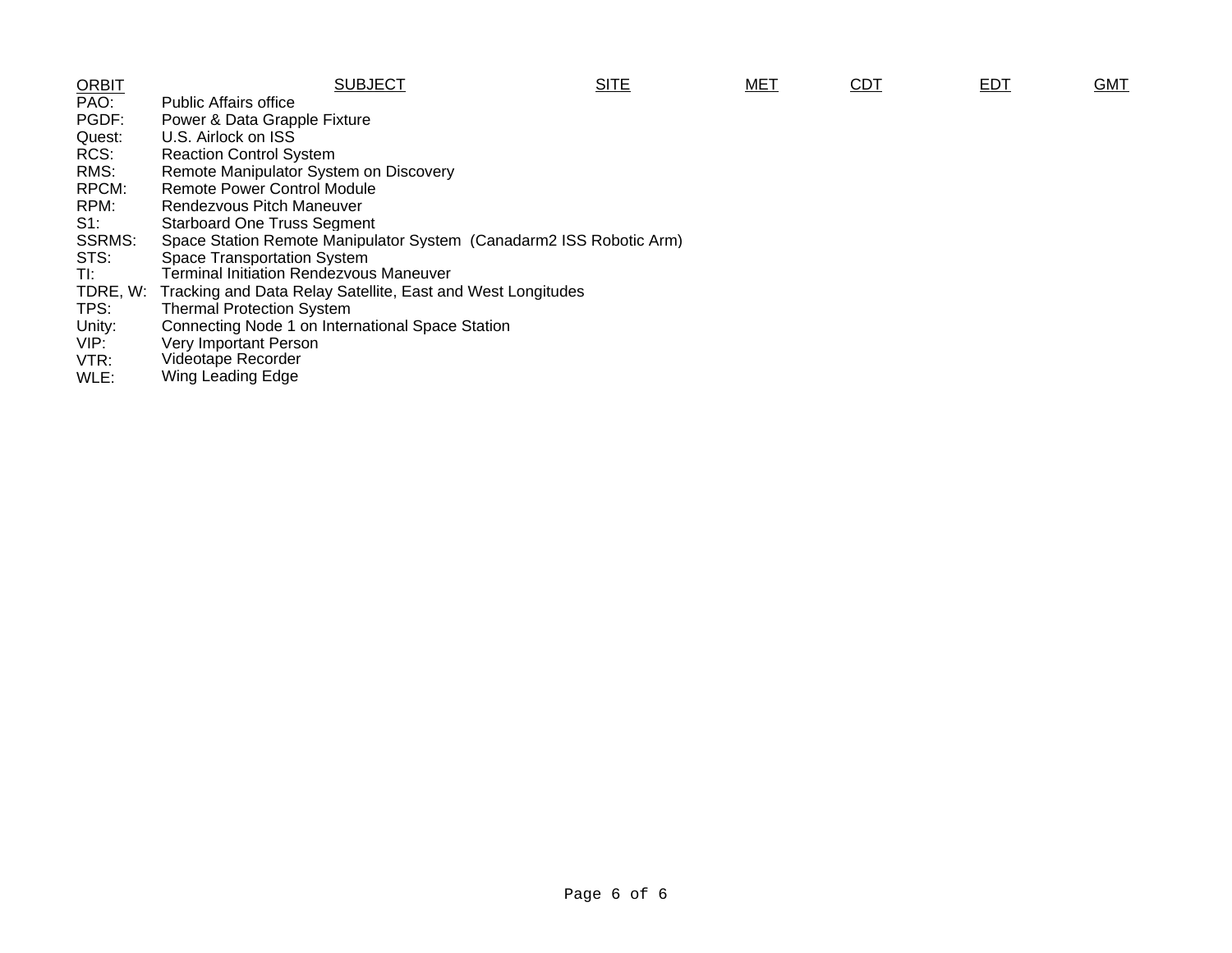| ORBIT | SUBJECT | SITE | MET | CDT | EDT | GMT |
|---|---|---|---|---|---|---|
| PAO: | Public Affairs office | | | | | |
| PGDF: | Power & Data Grapple Fixture | | | | | |
| Quest: | U.S. Airlock on ISS | | | | | |
| RCS: | Reaction Control System | | | | | |
| RMS: | Remote Manipulator System on Discovery | | | | | |
| RPCM: | Remote Power Control Module | | | | | |
| RPM: | Rendezvous Pitch Maneuver | | | | | |
| S1: | Starboard One Truss Segment | | | | | |
| SSRMS: | Space Station Remote Manipulator System (Canadarm2 ISS Robotic Arm) | | | | | |
| STS: | Space Transportation System | | | | | |
| TI: | Terminal Initiation Rendezvous Maneuver | | | | | |
| TDRE, W: | Tracking and Data Relay Satellite, East and West Longitudes | | | | | |
| TPS: | Thermal Protection System | | | | | |
| Unity: | Connecting Node 1 on International Space Station | | | | | |
| VIP: | Very Important Person | | | | | |
| VTR: | Videotape Recorder | | | | | |
| WLE: | Wing Leading Edge | | | | | |